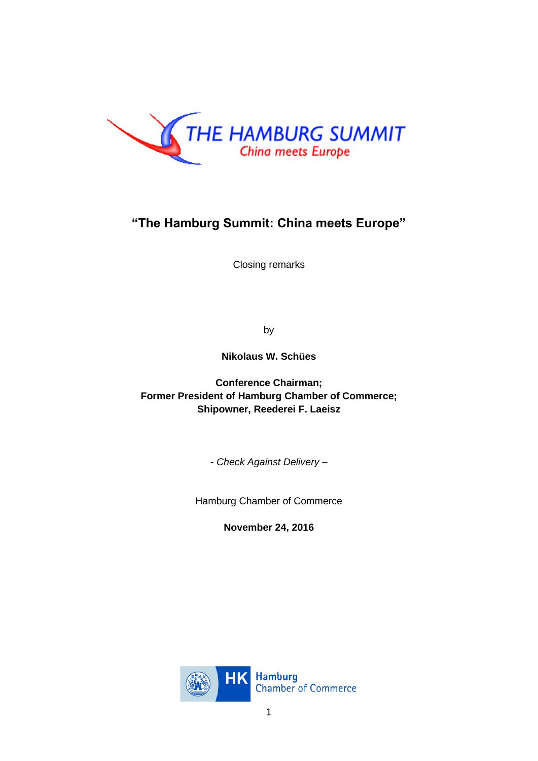# "The Hamburg Summit: China meets Europe"

Closing remarks

by

**Nikolaus W. Schües**

**Conference Chairman;**
**Former President of Hamburg Chamber of Commerce;**
**Shipowner, Reederei F. Laeisz**

*- Check Against Delivery –*

Hamburg Chamber of Commerce

**November 24, 2016**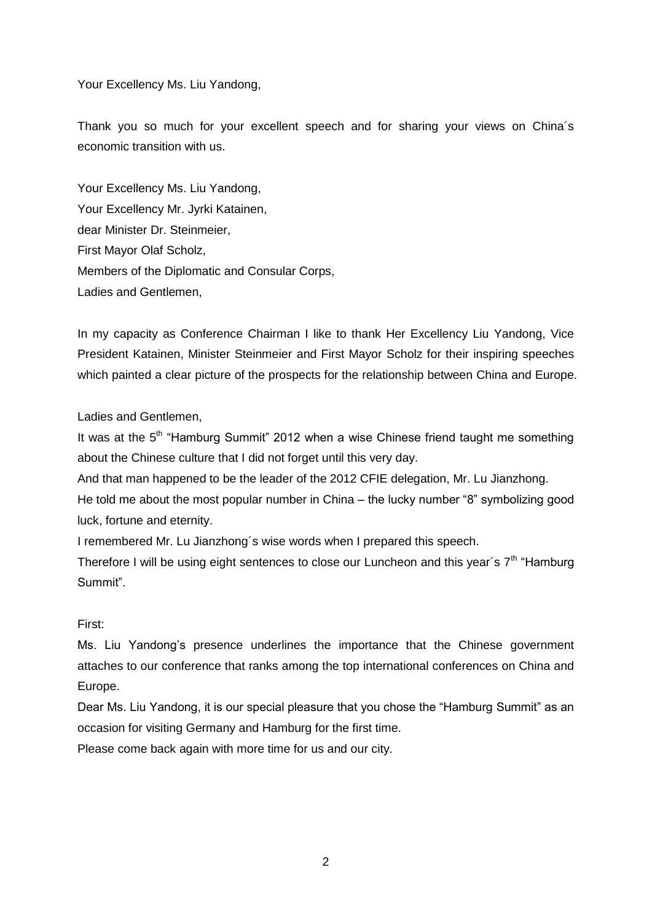Your Excellency Ms. Liu Yandong,

Thank you so much for your excellent speech and for sharing your views on China´s economic transition with us.

Your Excellency Ms. Liu Yandong,
Your Excellency Mr. Jyrki Katainen,
dear Minister Dr. Steinmeier,
First Mayor Olaf Scholz,
Members of the Diplomatic and Consular Corps,
Ladies and Gentlemen,

In my capacity as Conference Chairman I like to thank Her Excellency Liu Yandong, Vice President Katainen, Minister Steinmeier and First Mayor Scholz for their inspiring speeches which painted a clear picture of the prospects for the relationship between China and Europe.

Ladies and Gentlemen,

It was at the 5th "Hamburg Summit" 2012 when a wise Chinese friend taught me something about the Chinese culture that I did not forget until this very day.
And that man happened to be the leader of the 2012 CFIE delegation, Mr. Lu Jianzhong.
He told me about the most popular number in China – the lucky number "8" symbolizing good luck, fortune and eternity.
I remembered Mr. Lu Jianzhong´s wise words when I prepared this speech.
Therefore I will be using eight sentences to close our Luncheon and this year´s 7th "Hamburg Summit".

First:
Ms. Liu Yandong's presence underlines the importance that the Chinese government attaches to our conference that ranks among the top international conferences on China and Europe.
Dear Ms. Liu Yandong, it is our special pleasure that you chose the "Hamburg Summit" as an occasion for visiting Germany and Hamburg for the first time.
Please come back again with more time for us and our city.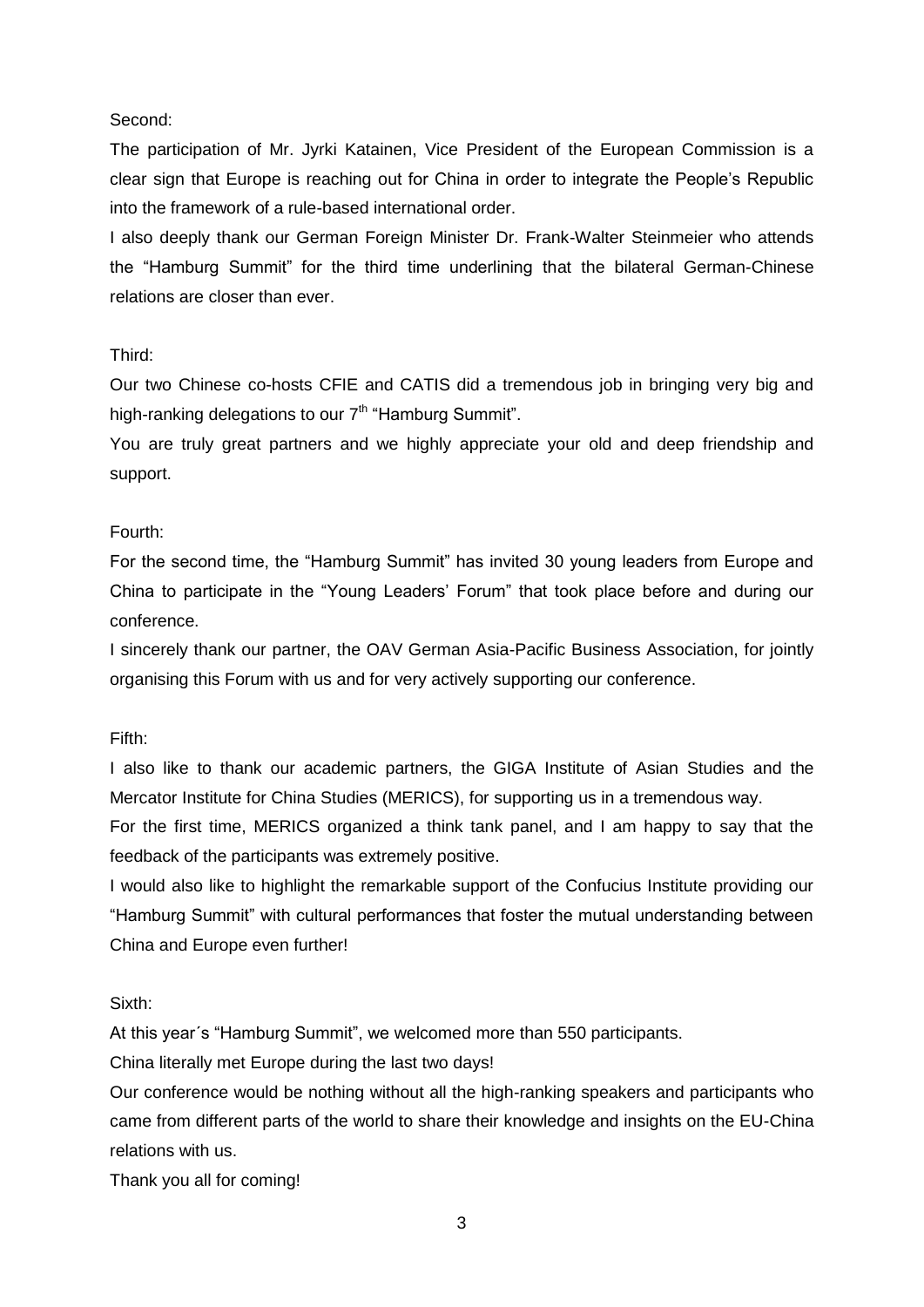Second:

The participation of Mr. Jyrki Katainen, Vice President of the European Commission is a clear sign that Europe is reaching out for China in order to integrate the People's Republic into the framework of a rule-based international order.

I also deeply thank our German Foreign Minister Dr. Frank-Walter Steinmeier who attends the "Hamburg Summit" for the third time underlining that the bilateral German-Chinese relations are closer than ever.

Third:

Our two Chinese co-hosts CFIE and CATIS did a tremendous job in bringing very big and high-ranking delegations to our 7th "Hamburg Summit".

You are truly great partners and we highly appreciate your old and deep friendship and support.

Fourth:

For the second time, the "Hamburg Summit" has invited 30 young leaders from Europe and China to participate in the "Young Leaders' Forum" that took place before and during our conference.

I sincerely thank our partner, the OAV German Asia-Pacific Business Association, for jointly organising this Forum with us and for very actively supporting our conference.

Fifth:

I also like to thank our academic partners, the GIGA Institute of Asian Studies and the Mercator Institute for China Studies (MERICS), for supporting us in a tremendous way.

For the first time, MERICS organized a think tank panel, and I am happy to say that the feedback of the participants was extremely positive.

I would also like to highlight the remarkable support of the Confucius Institute providing our "Hamburg Summit" with cultural performances that foster the mutual understanding between China and Europe even further!

Sixth:

At this year´s "Hamburg Summit", we welcomed more than 550 participants.

China literally met Europe during the last two days!

Our conference would be nothing without all the high-ranking speakers and participants who came from different parts of the world to share their knowledge and insights on the EU-China relations with us.

Thank you all for coming!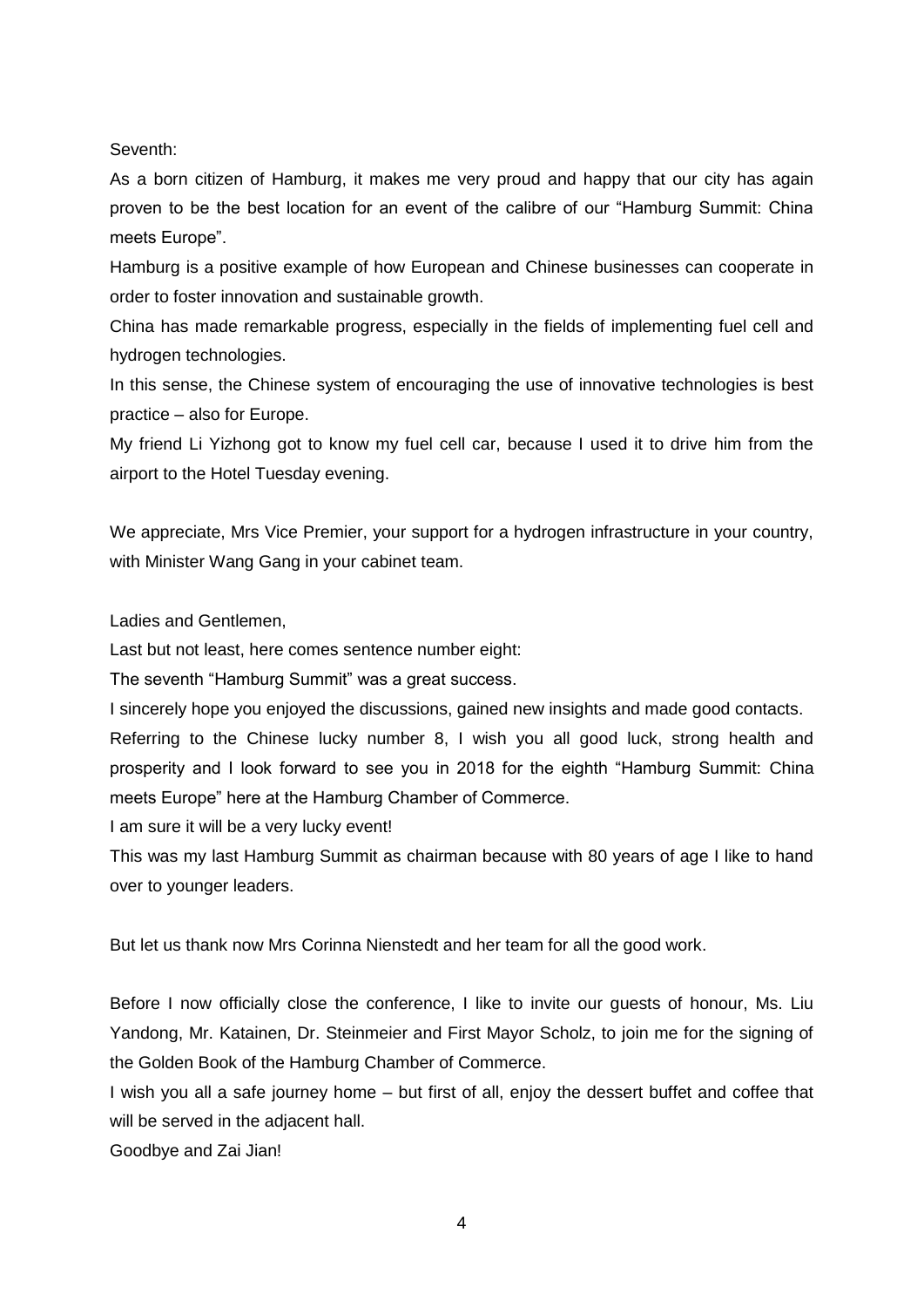Seventh:

As a born citizen of Hamburg, it makes me very proud and happy that our city has again proven to be the best location for an event of the calibre of our “Hamburg Summit: China meets Europe”.

Hamburg is a positive example of how European and Chinese businesses can cooperate in order to foster innovation and sustainable growth.

China has made remarkable progress, especially in the fields of implementing fuel cell and hydrogen technologies.

In this sense, the Chinese system of encouraging the use of innovative technologies is best practice – also for Europe.

My friend Li Yizhong got to know my fuel cell car, because I used it to drive him from the airport to the Hotel Tuesday evening.

We appreciate, Mrs Vice Premier, your support for a hydrogen infrastructure in your country, with Minister Wang Gang in your cabinet team.

Ladies and Gentlemen,

Last but not least, here comes sentence number eight:

The seventh “Hamburg Summit” was a great success.

I sincerely hope you enjoyed the discussions, gained new insights and made good contacts.

Referring to the Chinese lucky number 8, I wish you all good luck, strong health and prosperity and I look forward to see you in 2018 for the eighth “Hamburg Summit: China meets Europe” here at the Hamburg Chamber of Commerce.

I am sure it will be a very lucky event!

This was my last Hamburg Summit as chairman because with 80 years of age I like to hand over to younger leaders.

But let us thank now Mrs Corinna Nienstedt and her team for all the good work.

Before I now officially close the conference, I like to invite our guests of honour, Ms. Liu Yandong, Mr. Katainen, Dr. Steinmeier and First Mayor Scholz, to join me for the signing of the Golden Book of the Hamburg Chamber of Commerce.

I wish you all a safe journey home – but first of all, enjoy the dessert buffet and coffee that will be served in the adjacent hall.

Goodbye and Zai Jian!